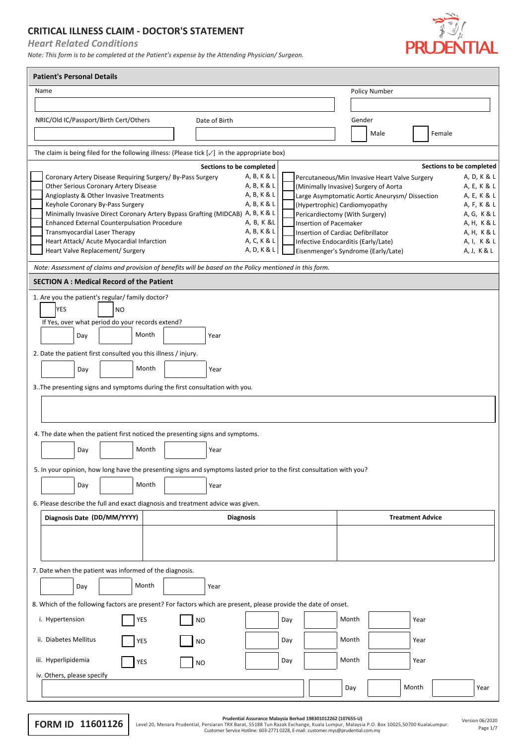# CRITICAL ILLNESS CLAIM - DOCTOR'S STATEMENT

*Heart Related Conditions*

*Note: This form is to be completed at the Patient's expense by the Attending Physician/ Surgeon.*

PRUDENTIAL

## Patient's Personal Details

Name

Policy Number

NRIC/Old IC/Passport/Birth Cert/Others

Date of Birth

Gender

☐ Male ☐ Female

The claim is being filed for the following illness: (Please tick [✓] in the appropriate box)

| | Sections to be completed | | Sections to be completed |
|---|---|---|---|
| ☐ Coronary Artery Disease Requiring Surgery/ By-Pass Surgery | A, B, K & L | ☐ Percutaneous/Min Invasive Heart Valve Surgery | A, D, K & L |
| ☐ Other Serious Coronary Artery Disease | A, B, K & L | ☐ (Minimally Invasive) Surgery of Aorta | A, E, K & L |
| ☐ Angioplasty & Other Invasive Treatments | A, B, K & L | ☐ Large Asymptomatic Aortic Aneurysm/ Dissection | A, E, K & L |
| ☐ Keyhole Coronary By-Pass Surgery | A, B, K & L | ☐ (Hypertrophic) Cardiomyopathy | A, F, K & L |
| ☐ Minimally Invasive Direct Coronary Artery Bypass Grafting (MIDCAB) | A, B, K & L | ☐ Pericardiectomy (With Surgery) | A, G, K & L |
| ☐ Enhanced External Counterpulsation Procedure | A, B, K &L | ☐ Insertion of Pacemaker | A, H, K & L |
| ☐ Transmyocardial Laser Therapy | A, B, K & L | ☐ Insertion of Cardiac Defibrillator | A, H, K & L |
| ☐ Heart Attack/ Acute Myocardial Infarction | A, C, K & L | ☐ Infective Endocarditis (Early/Late) | A, I, K & L |
| ☐ Heart Valve Replacement/ Surgery | A, D, K & L | ☐ Eisenmenger's Syndrome (Early/Late) | A, J, K & L |

*Note: Assessment of claims and provision of benefits will be based on the Policy mentioned in this form.*

## SECTION A : Medical Record of the Patient

1. Are you the patient's regular/ family doctor?

   ☐ YES ☐ NO

   If Yes, over what period do your records extend?

   Day ____ Month ____ Year ____

2. Date the patient first consulted you this illness / injury.

   Day ____ Month ____ Year ____

3. .The presenting signs and symptoms during the first consultation with you.

4. The date when the patient first noticed the presenting signs and symptoms.

   Day ____ Month ____ Year ____

5. In your opinion, how long have the presenting signs and symptoms lasted prior to the first consultation with you?

   Day ____ Month ____ Year ____

6. Please describe the full and exact diagnosis and treatment advice was given.

| Diagnosis Date (DD/MM/YYYY) | Diagnosis | Treatment Advice |
|---|---|---|
| | | |

7. Date when the patient was informed of the diagnosis.

   Day ____ Month ____ Year ____

8. Which of the following factors are present? For factors which are present, please provide the date of onset.

| Factor | | | Day | Month | Year |
|---|---|---|---|---|---|
| i. Hypertension | ☐ YES | ☐ NO | | | |
| ii. Diabetes Mellitus | ☐ YES | ☐ NO | | | |
| iii. Hyperlipidemia | ☐ YES | ☐ NO | | | |

   iv. Others, please specify ____ Day ____ Month ____ Year ____

**FORM ID 11601126**

**Prudential Assurance Malaysia Berhad 198301012262 (107655-U)**
Level 20, Menara Prudential, Persiaran TRX Barat, 55188 Tun Razak Exchange, Kuala Lumpur, Malaysia P.O. Box 10025,50700 KualaLumpur.
Customer Service Hotline: 603-2771 0228, E-mail: customer.mys@prudential.com.my

Version 06/2020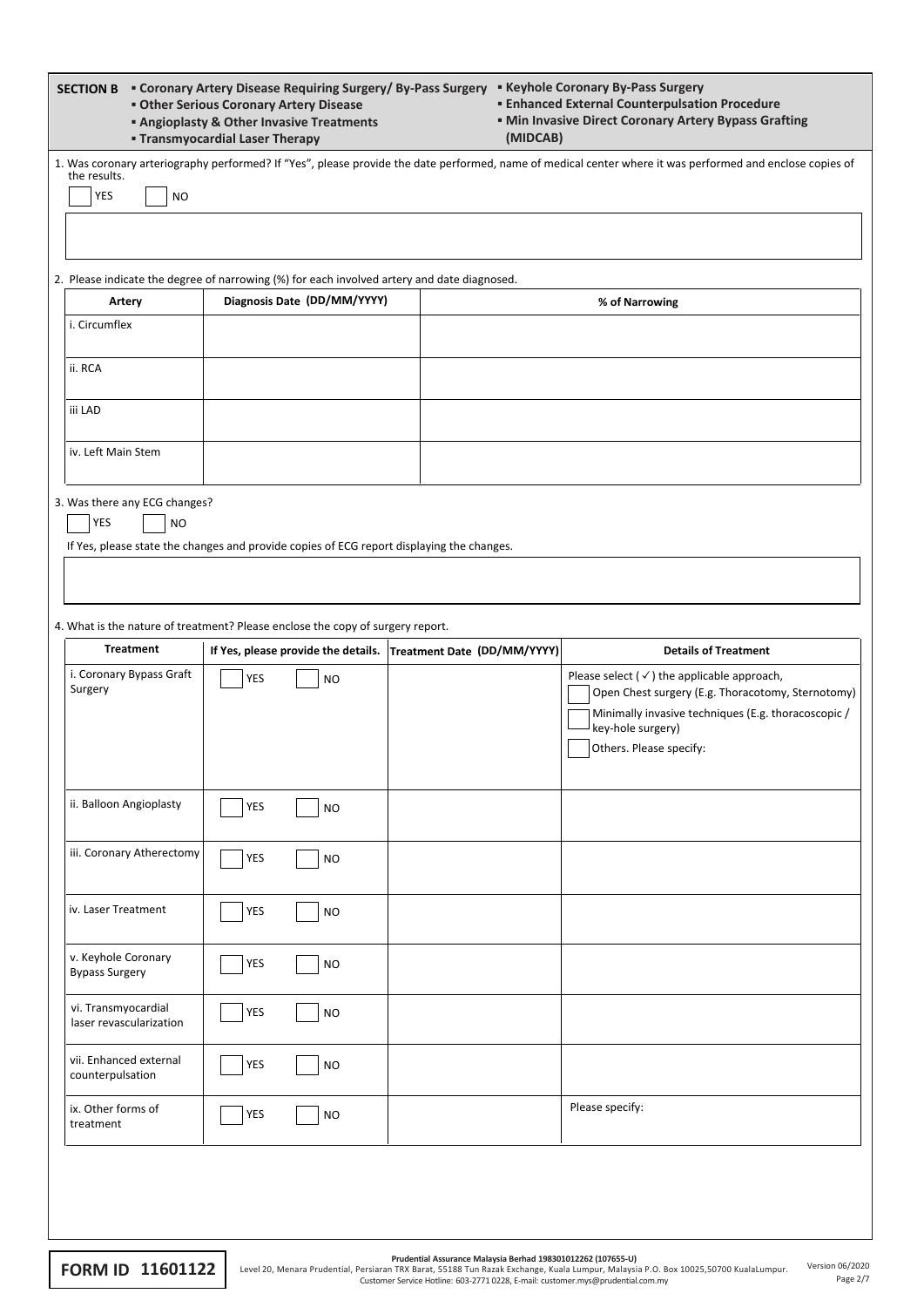**SECTION B**

- **Coronary Artery Disease Requiring Surgery/ By-Pass Surgery**
- **Other Serious Coronary Artery Disease**
- **Angioplasty & Other Invasive Treatments**
- **Transmyocardial Laser Therapy**
- **Keyhole Coronary By-Pass Surgery**
- **Enhanced External Counterpulsation Procedure**
- **Min Invasive Direct Coronary Artery Bypass Grafting (MIDCAB)**

1. Was coronary arteriography performed? If "Yes", please provide the date performed, name of medical center where it was performed and enclose copies of the results.

☐ YES ☐ NO

2. Please indicate the degree of narrowing (%) for each involved artery and date diagnosed.

| Artery | Diagnosis Date (DD/MM/YYYY) | % of Narrowing |
|---|---|---|
| i. Circumflex | | |
| ii. RCA | | |
| iii LAD | | |
| iv. Left Main Stem | | |

3. Was there any ECG changes?

☐ YES ☐ NO

If Yes, please state the changes and provide copies of ECG report displaying the changes.

4. What is the nature of treatment? Please enclose the copy of surgery report.

| Treatment | If Yes, please provide the details. | Treatment Date (DD/MM/YYYY) | Details of Treatment |
|---|---|---|---|
| i. Coronary Bypass Graft Surgery | ☐ YES ☐ NO | | Please select (✓) the applicable approach,<br>☐ Open Chest surgery (E.g. Thoracotomy, Sternotomy)<br>☐ Minimally invasive techniques (E.g. thoracoscopic / key-hole surgery)<br>☐ Others. Please specify: |
| ii. Balloon Angioplasty | ☐ YES ☐ NO | | |
| iii. Coronary Atherectomy | ☐ YES ☐ NO | | |
| iv. Laser Treatment | ☐ YES ☐ NO | | |
| v. Keyhole Coronary Bypass Surgery | ☐ YES ☐ NO | | |
| vi. Transmyocardial laser revascularization | ☐ YES ☐ NO | | |
| vii. Enhanced external counterpulsation | ☐ YES ☐ NO | | |
| ix. Other forms of treatment | ☐ YES ☐ NO | | Please specify: |

**FORM ID 11601122**

**Prudential Assurance Malaysia Berhad 198301012262 (107655-U)**
Level 20, Menara Prudential, Persiaran TRX Barat, 55188 Tun Razak Exchange, Kuala Lumpur, Malaysia P.O. Box 10025,50700 KualaLumpur.
Customer Service Hotline: 603-2771 0228, E-mail: customer.mys@prudential.com.my

Version 06/2020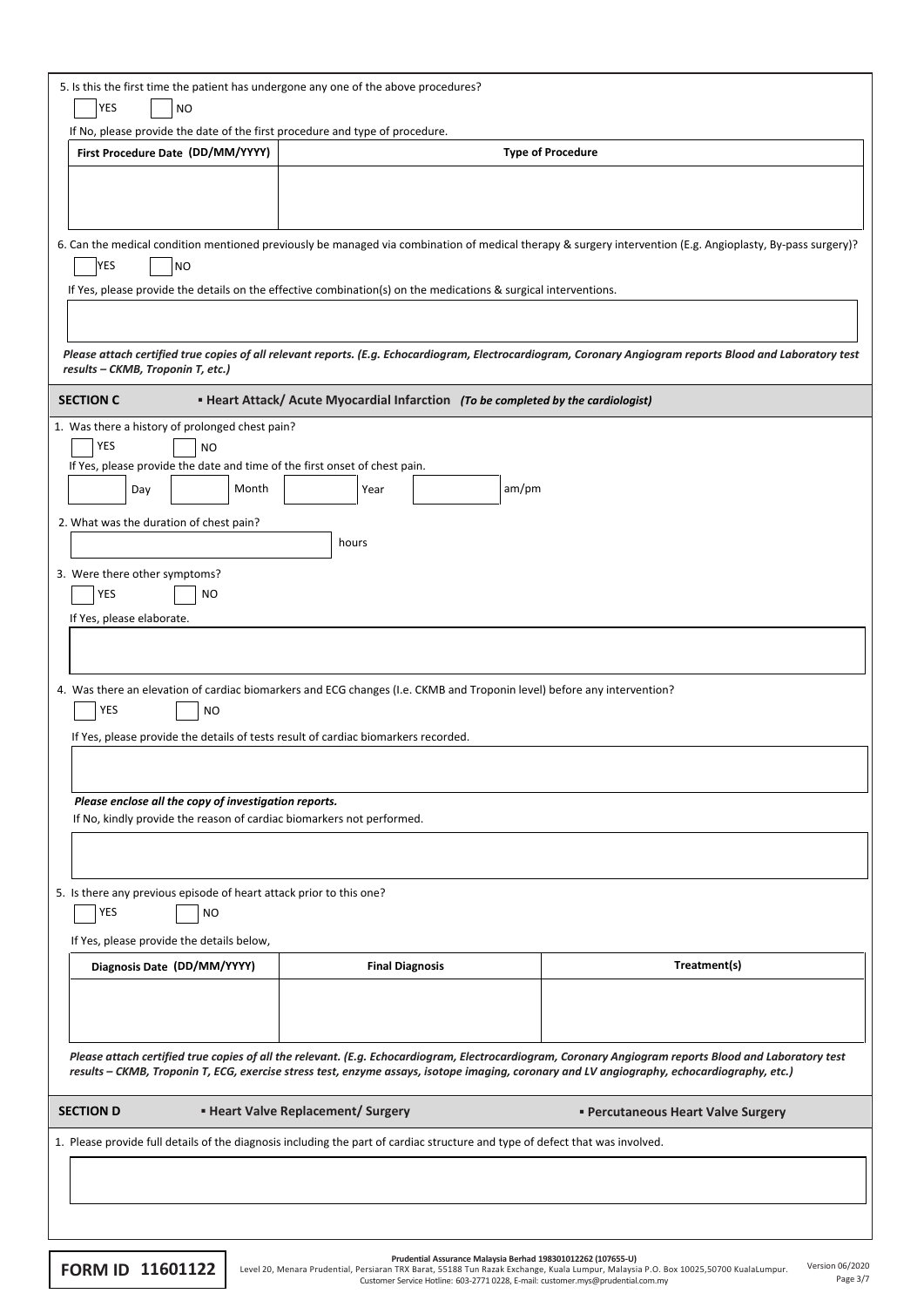5. Is this the first time the patient has undergone any one of the above procedures?

☐ YES ☐ NO

If No, please provide the date of the first procedure and type of procedure.

| First Procedure Date (DD/MM/YYYY) | Type of Procedure |
|---|---|
| | |

6. Can the medical condition mentioned previously be managed via combination of medical therapy & surgery intervention (E.g. Angioplasty, By-pass surgery)?

☐ YES ☐ NO

If Yes, please provide the details on the effective combination(s) on the medications & surgical interventions.

*Please attach certified true copies of all relevant reports. (E.g. Echocardiogram, Electrocardiogram, Coronary Angiogram reports Blood and Laboratory test results – CKMB, Troponin T, etc.)*

## SECTION C ▪ Heart Attack/ Acute Myocardial Infarction *(To be completed by the cardiologist)*

1. Was there a history of prolonged chest pain?

☐ YES ☐ NO

If Yes, please provide the date and time of the first onset of chest pain.

______ Day ______ Month ______ Year ______ am/pm

2. What was the duration of chest pain?

______ hours

3. Were there other symptoms?

☐ YES ☐ NO

If Yes, please elaborate.

4. Was there an elevation of cardiac biomarkers and ECG changes (I.e. CKMB and Troponin level) before any intervention?

☐ YES ☐ NO

If Yes, please provide the details of tests result of cardiac biomarkers recorded.

***Please enclose all the copy of investigation reports.***

If No, kindly provide the reason of cardiac biomarkers not performed.

5. Is there any previous episode of heart attack prior to this one?

☐ YES ☐ NO

If Yes, please provide the details below,

| Diagnosis Date (DD/MM/YYYY) | Final Diagnosis | Treatment(s) |
|---|---|---|
| | | |

*Please attach certified true copies of all the relevant. (E.g. Echocardiogram, Electrocardiogram, Coronary Angiogram reports Blood and Laboratory test results – CKMB, Troponin T, ECG, exercise stress test, enzyme assays, isotope imaging, coronary and LV angiography, echocardiography, etc.)*

## SECTION D ▪ Heart Valve Replacement/ Surgery ▪ Percutaneous Heart Valve Surgery

1. Please provide full details of the diagnosis including the part of cardiac structure and type of defect that was involved.

**FORM ID 11601122**

**Prudential Assurance Malaysia Berhad 198301012262 (107655-U)**
Level 20, Menara Prudential, Persiaran TRX Barat, 55188 Tun Razak Exchange, Kuala Lumpur, Malaysia P.O. Box 10025,50700 KualaLumpur.
Customer Service Hotline: 603-2771 0228, E-mail: customer.mys@prudential.com.my

Version 06/2020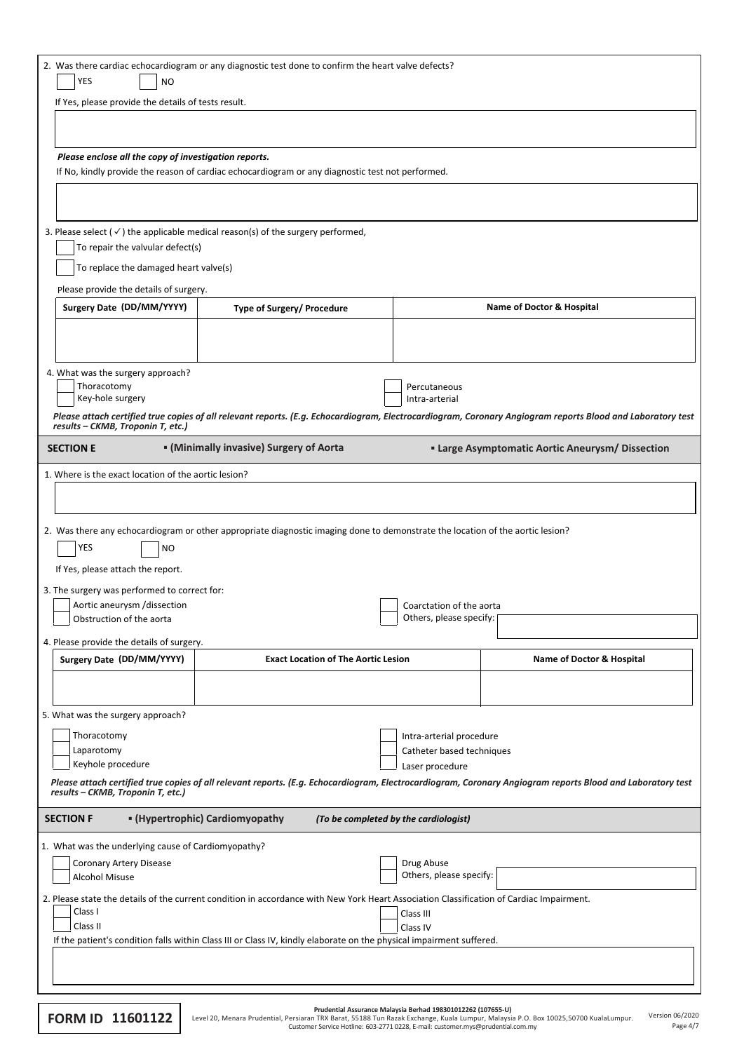2. Was there cardiac echocardiogram or any diagnostic test done to confirm the heart valve defects?

☐ YES ☐ NO

If Yes, please provide the details of tests result.

*__________________________________________*

***Please enclose all the copy of investigation reports.***

If No, kindly provide the reason of cardiac echocardiogram or any diagnostic test not performed.

*__________________________________________*

3. Please select (✓) the applicable medical reason(s) of the surgery performed,

☐ To repair the valvular defect(s)

☐ To replace the damaged heart valve(s)

Please provide the details of surgery.

| Surgery Date (DD/MM/YYYY) | Type of Surgery/ Procedure | Name of Doctor & Hospital |
|---|---|---|
| | | |

4. What was the surgery approach?

☐ Thoracotomy ☐ Percutaneous
☐ Key-hole surgery ☐ Intra-arterial

***Please attach certified true copies of all relevant reports. (E.g. Echocardiogram, Electrocardiogram, Coronary Angiogram reports Blood and Laboratory test results – CKMB, Troponin T, etc.)***

## SECTION E ▪ (Minimally invasive) Surgery of Aorta ▪ Large Asymptomatic Aortic Aneurysm/ Dissection

1. Where is the exact location of the aortic lesion?

*__________________________________________*

2. Was there any echocardiogram or other appropriate diagnostic imaging done to demonstrate the location of the aortic lesion?

☐ YES ☐ NO

If Yes, please attach the report.

3. The surgery was performed to correct for:

☐ Aortic aneurysm /dissection ☐ Coarctation of the aorta
☐ Obstruction of the aorta ☐ Others, please specify: ____________

4. Please provide the details of surgery.

| Surgery Date (DD/MM/YYYY) | Exact Location of The Aortic Lesion | Name of Doctor & Hospital |
|---|---|---|
| | | |

5. What was the surgery approach?

☐ Thoracotomy ☐ Intra-arterial procedure
☐ Laparotomy ☐ Catheter based techniques
☐ Keyhole procedure ☐ Laser procedure

***Please attach certified true copies of all relevant reports. (E.g. Echocardiogram, Electrocardiogram, Coronary Angiogram reports Blood and Laboratory test results – CKMB, Troponin T, etc.)***

## SECTION F ▪ (Hypertrophic) Cardiomyopathy *(To be completed by the cardiologist)*

1. What was the underlying cause of Cardiomyopathy?

☐ Coronary Artery Disease ☐ Drug Abuse
☐ Alcohol Misuse ☐ Others, please specify: ____________

2. Please state the details of the current condition in accordance with New York Heart Association Classification of Cardiac Impairment.

☐ Class I ☐ Class III
☐ Class II ☐ Class IV

If the patient's condition falls within Class III or Class IV, kindly elaborate on the physical impairment suffered.

*__________________________________________*

**FORM ID 11601122**

**Prudential Assurance Malaysia Berhad 198301012262 (107655-U)**
Level 20, Menara Prudential, Persiaran TRX Barat, 55188 Tun Razak Exchange, Kuala Lumpur, Malaysia P.O. Box 10025,50700 KualaLumpur.
Customer Service Hotline: 603-2771 0228, E-mail: customer.mys@prudential.com.my

Version 06/2020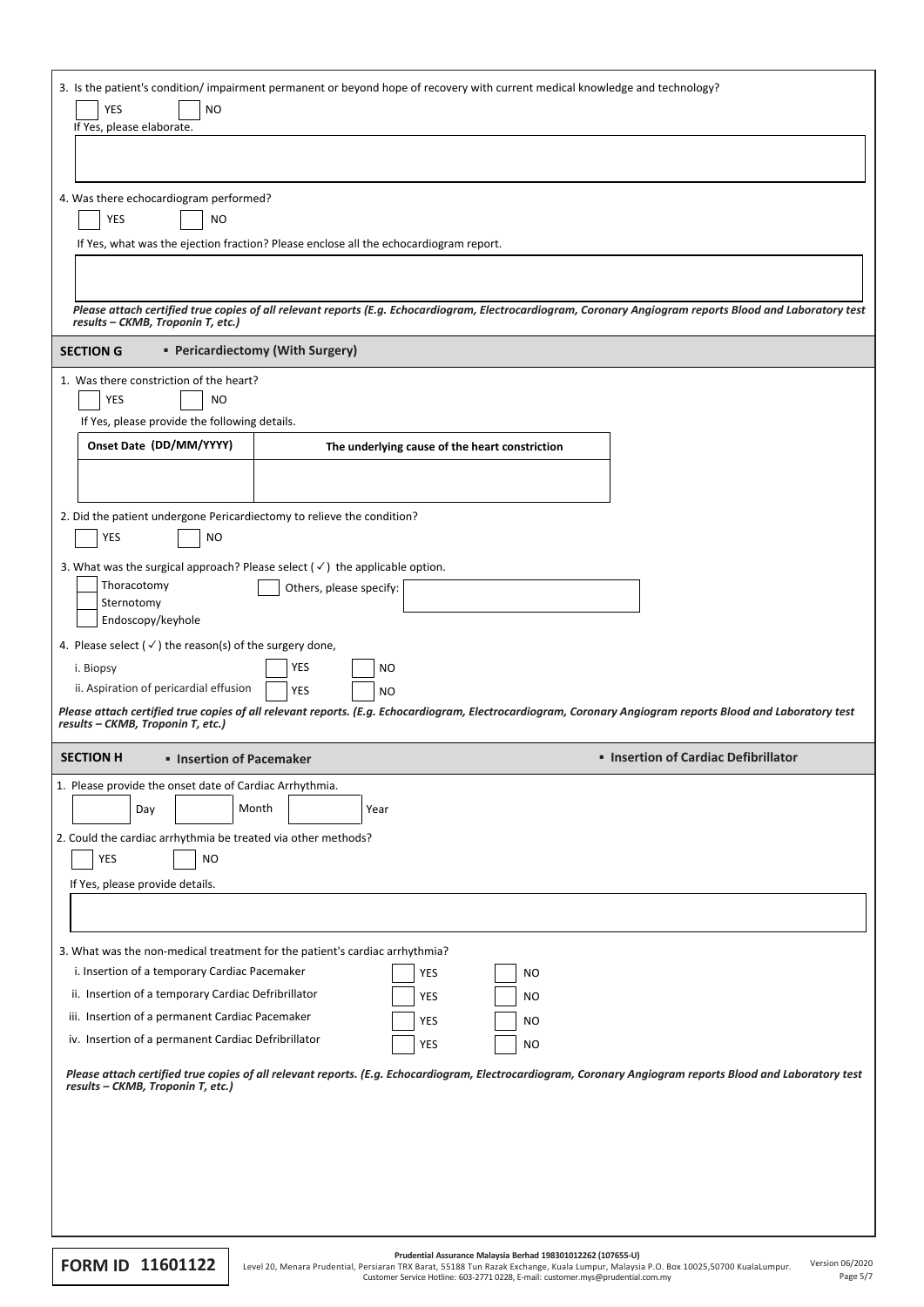3. Is the patient's condition/ impairment permanent or beyond hope of recovery with current medical knowledge and technology?

☐ YES ☐ NO

If Yes, please elaborate.

4. Was there echocardiogram performed?

☐ YES ☐ NO

If Yes, what was the ejection fraction? Please enclose all the echocardiogram report.

*Please attach certified true copies of all relevant reports (E.g. Echocardiogram, Electrocardiogram, Coronary Angiogram reports Blood and Laboratory test results – CKMB, Troponin T, etc.)*

## SECTION G ▪ Pericardiectomy (With Surgery)

1. Was there constriction of the heart?

☐ YES ☐ NO

If Yes, please provide the following details.

| Onset Date (DD/MM/YYYY) | The underlying cause of the heart constriction |
|---|---|
| | |

2. Did the patient undergone Pericardiectomy to relieve the condition?

☐ YES ☐ NO

3. What was the surgical approach? Please select (✓) the applicable option.

☐ Thoracotomy
☐ Sternotomy
☐ Endoscopy/keyhole
☐ Others, please specify:

4. Please select (✓) the reason(s) of the surgery done,

| | | |
|---|---|---|
| i. Biopsy | ☐ YES | ☐ NO |
| ii. Aspiration of pericardial effusion | ☐ YES | ☐ NO |

*Please attach certified true copies of all relevant reports. (E.g. Echocardiogram, Electrocardiogram, Coronary Angiogram reports Blood and Laboratory test results – CKMB, Troponin T, etc.)*

## SECTION H ▪ Insertion of Pacemaker ▪ Insertion of Cardiac Defibrillator

1. Please provide the onset date of Cardiac Arrhythmia.

Day ☐ Month ☐ Year ☐

2. Could the cardiac arrhythmia be treated via other methods?

☐ YES ☐ NO

If Yes, please provide details.

3. What was the non-medical treatment for the patient's cardiac arrhythmia?

| | | |
|---|---|---|
| i. Insertion of a temporary Cardiac Pacemaker | ☐ YES | ☐ NO |
| ii. Insertion of a temporary Cardiac Defribrillator | ☐ YES | ☐ NO |
| iii. Insertion of a permanent Cardiac Pacemaker | ☐ YES | ☐ NO |
| iv. Insertion of a permanent Cardiac Defribrillator | ☐ YES | ☐ NO |

*Please attach certified true copies of all relevant reports. (E.g. Echocardiogram, Electrocardiogram, Coronary Angiogram reports Blood and Laboratory test results – CKMB, Troponin T, etc.)*

**FORM ID 11601122**

**Prudential Assurance Malaysia Berhad 198301012262 (107655-U)**
Level 20, Menara Prudential, Persiaran TRX Barat, 55188 Tun Razak Exchange, Kuala Lumpur, Malaysia P.O. Box 10025,50700 KualaLumpur.
Customer Service Hotline: 603-2771 0228, E-mail: customer.mys@prudential.com.my

Version 06/2020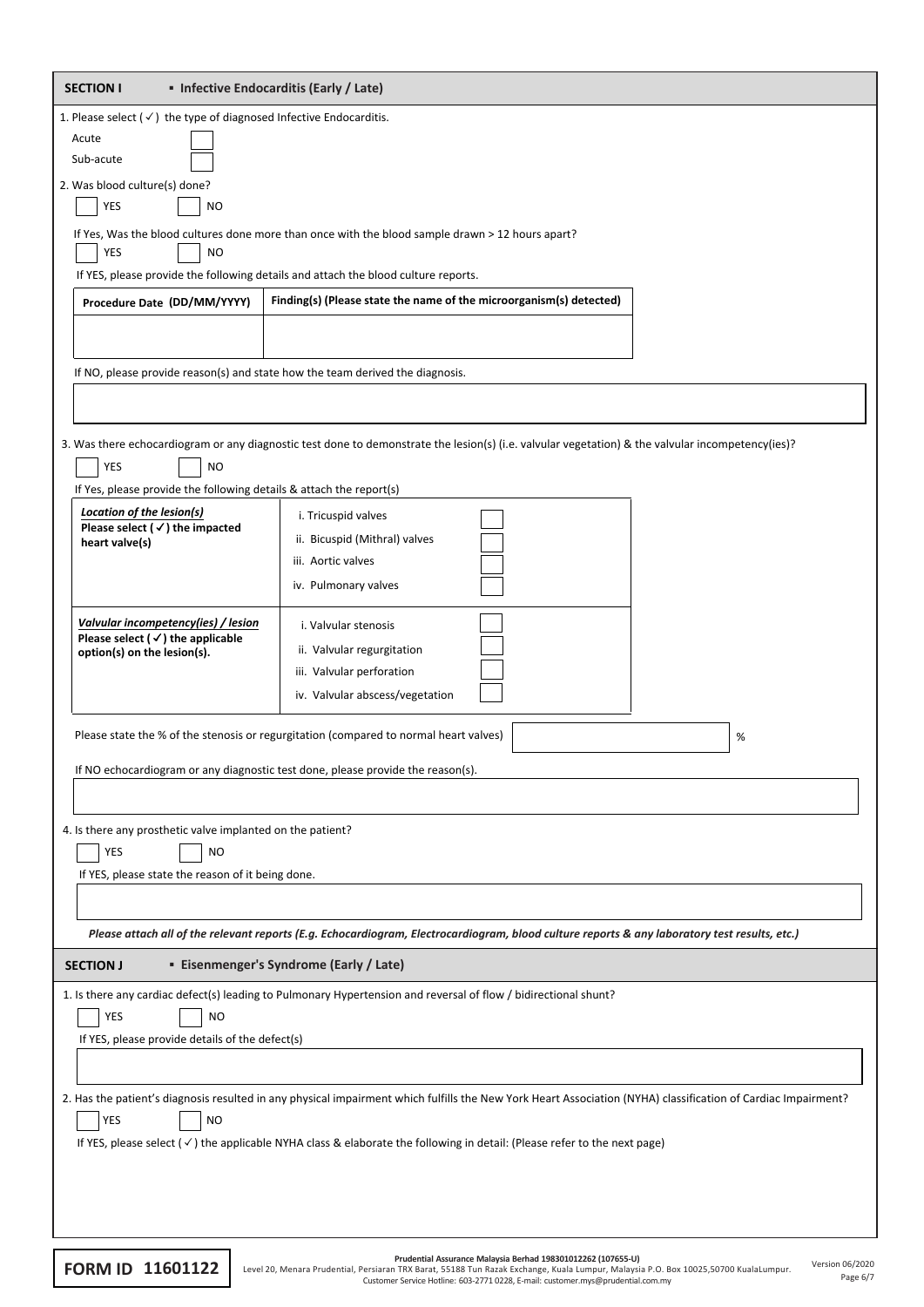## SECTION I ▪ Infective Endocarditis (Early / Late)

1. Please select (✓) the type of diagnosed Infective Endocarditis.

- Acute ☐
- Sub-acute ☐

2. Was blood culture(s) done?

☐ YES ☐ NO

If Yes, Was the blood cultures done more than once with the blood sample drawn > 12 hours apart?

☐ YES ☐ NO

If YES, please provide the following details and attach the blood culture reports.

| Procedure Date (DD/MM/YYYY) | Finding(s) (Please state the name of the microorganism(s) detected) |
|---|---|
| | |

If NO, please provide reason(s) and state how the team derived the diagnosis.

3. Was there echocardiogram or any diagnostic test done to demonstrate the lesion(s) (i.e. valvular vegetation) & the valvular incompetency(ies)?

☐ YES ☐ NO

If Yes, please provide the following details & attach the report(s)

| | | |
|---|---|---|
| ***Location of the lesion(s)*** **Please select (✓) the impacted heart valve(s)** | i. Tricuspid valves | ☐ |
| | ii. Bicuspid (Mithral) valves | ☐ |
| | iii. Aortic valves | ☐ |
| | iv. Pulmonary valves | ☐ |
| ***Valvular incompetency(ies) / lesion*** **Please select (✓) the applicable option(s) on the lesion(s).** | i. Valvular stenosis | ☐ |
| | ii. Valvular regurgitation | ☐ |
| | iii. Valvular perforation | ☐ |
| | iv. Valvular abscess/vegetation | ☐ |

Please state the % of the stenosis or regurgitation (compared to normal heart valves) ________ %

If NO echocardiogram or any diagnostic test done, please provide the reason(s).

4. Is there any prosthetic valve implanted on the patient?

☐ YES ☐ NO

If YES, please state the reason of it being done.

*Please attach all of the relevant reports (E.g. Echocardiogram, Electrocardiogram, blood culture reports & any laboratory test results, etc.)*

## SECTION J ▪ Eisenmenger's Syndrome (Early / Late)

1. Is there any cardiac defect(s) leading to Pulmonary Hypertension and reversal of flow / bidirectional shunt?

☐ YES ☐ NO

If YES, please provide details of the defect(s)

2. Has the patient's diagnosis resulted in any physical impairment which fulfills the New York Heart Association (NYHA) classification of Cardiac Impairment?

☐ YES ☐ NO

If YES, please select (✓) the applicable NYHA class & elaborate the following in detail: (Please refer to the next page)

**FORM ID 11601122**

**Prudential Assurance Malaysia Berhad 198301012262 (107655-U)**
Level 20, Menara Prudential, Persiaran TRX Barat, 55188 Tun Razak Exchange, Kuala Lumpur, Malaysia P.O. Box 10025,50700 KualaLumpur.
Customer Service Hotline: 603-2771 0228, E-mail: customer.mys@prudential.com.my

Version 06/2020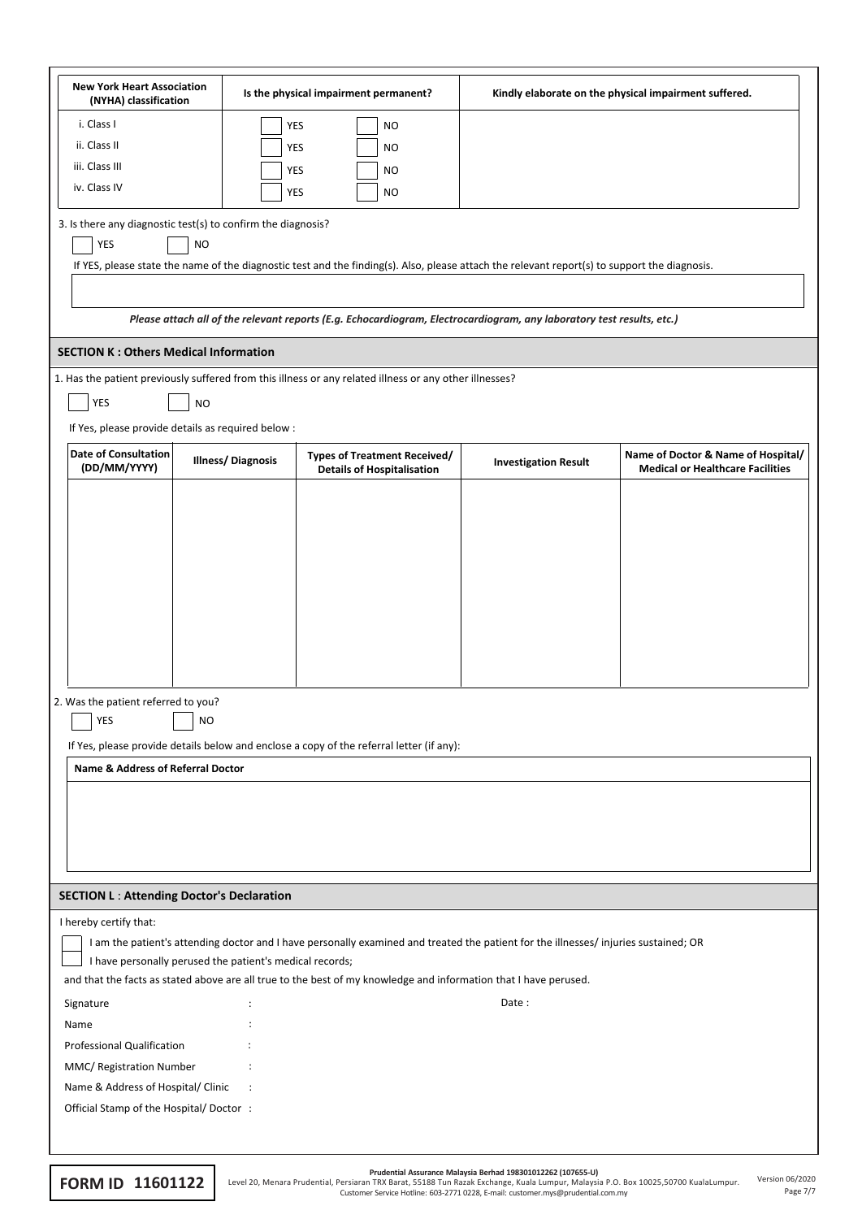| New York Heart Association (NYHA) classification | Is the physical impairment permanent? | Kindly elaborate on the physical impairment suffered. |
|---|---|---|
| i. Class I | ☐ YES ☐ NO | |
| ii. Class II | ☐ YES ☐ NO | |
| iii. Class III | ☐ YES ☐ NO | |
| iv. Class IV | ☐ YES ☐ NO | |

3. Is there any diagnostic test(s) to confirm the diagnosis?

☐ YES ☐ NO

If YES, please state the name of the diagnostic test and the finding(s). Also, please attach the relevant report(s) to support the diagnosis.

*Please attach all of the relevant reports (E.g. Echocardiogram, Electrocardiogram, any laboratory test results, etc.)*

## SECTION K : Others Medical Information

1. Has the patient previously suffered from this illness or any related illness or any other illnesses?

☐ YES ☐ NO

If Yes, please provide details as required below :

| Date of Consultation (DD/MM/YYYY) | Illness/ Diagnosis | Types of Treatment Received/ Details of Hospitalisation | Investigation Result | Name of Doctor & Name of Hospital/ Medical or Healthcare Facilities |
|---|---|---|---|---|
| | | | | |

2. Was the patient referred to you?

☐ YES ☐ NO

If Yes, please provide details below and enclose a copy of the referral letter (if any):

| Name & Address of Referral Doctor |
|---|
| |

## SECTION L : Attending Doctor's Declaration

I hereby certify that:

☐ I am the patient's attending doctor and I have personally examined and treated the patient for the illnesses/ injuries sustained; OR

☐ I have personally perused the patient's medical records;

and that the facts as stated above are all true to the best of my knowledge and information that I have perused.

Signature :                                        Date :

Name :

Professional Qualification :

MMC/ Registration Number :

Name & Address of Hospital/ Clinic :

Official Stamp of the Hospital/ Doctor :

**FORM ID 11601122**

**Prudential Assurance Malaysia Berhad 198301012262 (107655-U)**
Level 20, Menara Prudential, Persiaran TRX Barat, 55188 Tun Razak Exchange, Kuala Lumpur, Malaysia P.O. Box 10025,50700 KualaLumpur.
Customer Service Hotline: 603-2771 0228, E-mail: customer.mys@prudential.com.my

Version 06/2020